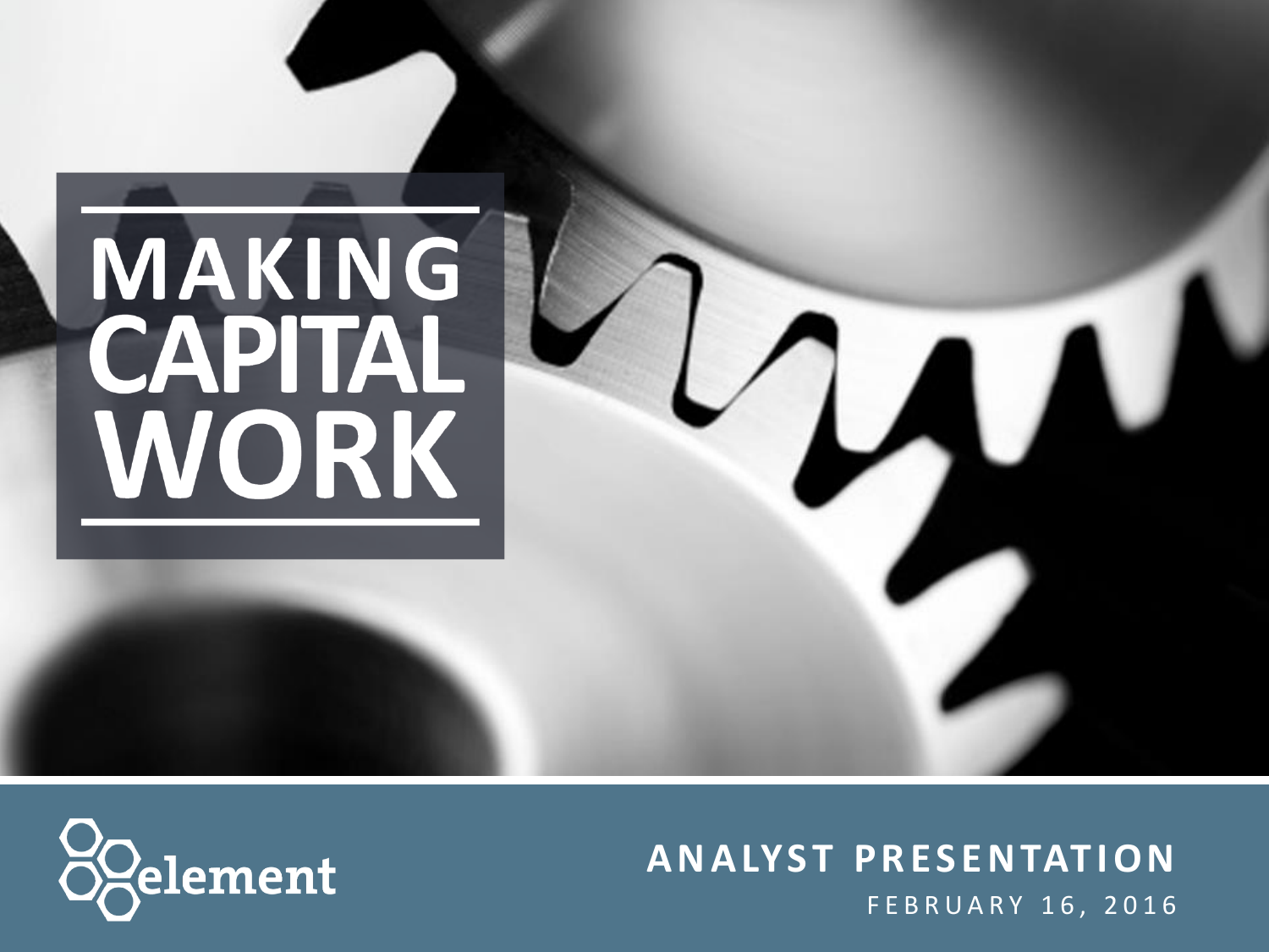# MAKING CAPITAL WORK

element

**ANALYST PRESENTATION**

FEBRUARY 16, 2016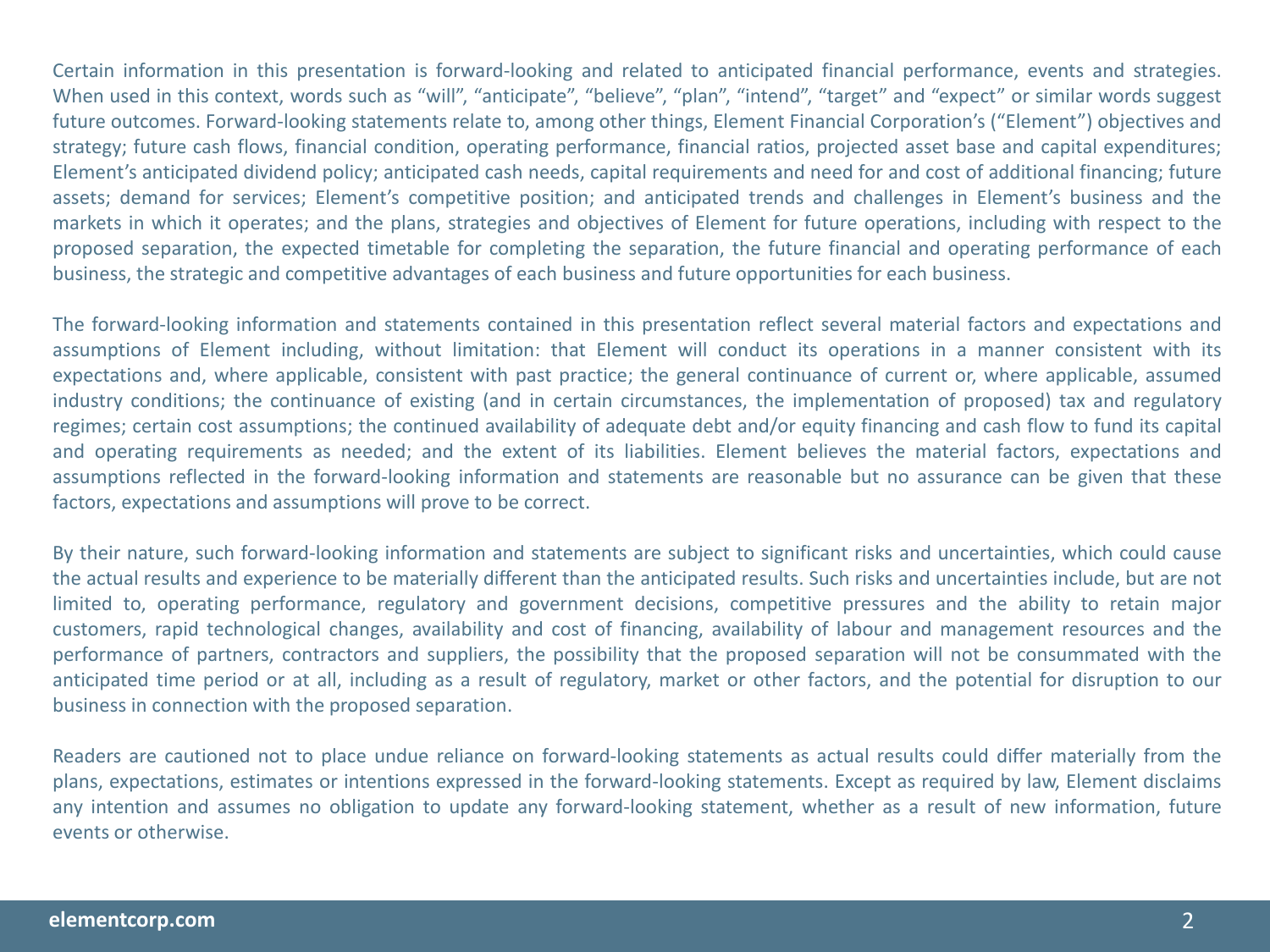Certain information in this presentation is forward-looking and related to anticipated financial performance, events and strategies. When used in this context, words such as “will”, “anticipate”, “believe”, “plan”, “intend”, “target” and “expect” or similar words suggest future outcomes. Forward-looking statements relate to, among other things, Element Financial Corporation’s (“Element”) objectives and strategy; future cash flows, financial condition, operating performance, financial ratios, projected asset base and capital expenditures; Element’s anticipated dividend policy; anticipated cash needs, capital requirements and need for and cost of additional financing; future assets; demand for services; Element’s competitive position; and anticipated trends and challenges in Element’s business and the markets in which it operates; and the plans, strategies and objectives of Element for future operations, including with respect to the proposed separation, the expected timetable for completing the separation, the future financial and operating performance of each business, the strategic and competitive advantages of each business and future opportunities for each business.

The forward-looking information and statements contained in this presentation reflect several material factors and expectations and assumptions of Element including, without limitation: that Element will conduct its operations in a manner consistent with its expectations and, where applicable, consistent with past practice; the general continuance of current or, where applicable, assumed industry conditions; the continuance of existing (and in certain circumstances, the implementation of proposed) tax and regulatory regimes; certain cost assumptions; the continued availability of adequate debt and/or equity financing and cash flow to fund its capital and operating requirements as needed; and the extent of its liabilities. Element believes the material factors, expectations and assumptions reflected in the forward-looking information and statements are reasonable but no assurance can be given that these factors, expectations and assumptions will prove to be correct.

By their nature, such forward-looking information and statements are subject to significant risks and uncertainties, which could cause the actual results and experience to be materially different than the anticipated results. Such risks and uncertainties include, but are not limited to, operating performance, regulatory and government decisions, competitive pressures and the ability to retain major customers, rapid technological changes, availability and cost of financing, availability of labour and management resources and the performance of partners, contractors and suppliers, the possibility that the proposed separation will not be consummated with the anticipated time period or at all, including as a result of regulatory, market or other factors, and the potential for disruption to our business in connection with the proposed separation.

Readers are cautioned not to place undue reliance on forward-looking statements as actual results could differ materially from the plans, expectations, estimates or intentions expressed in the forward-looking statements. Except as required by law, Element disclaims any intention and assumes no obligation to update any forward-looking statement, whether as a result of new information, future events or otherwise.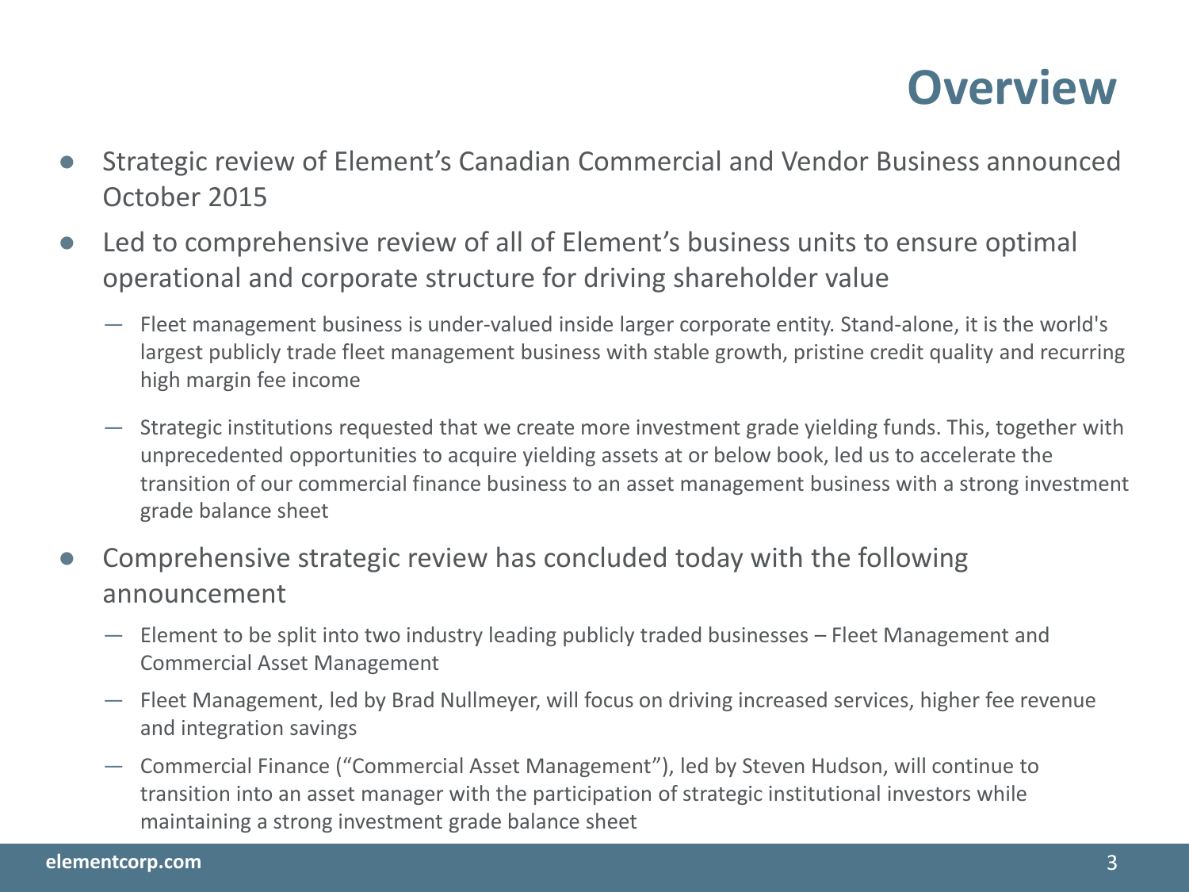# Overview

- Strategic review of Element's Canadian Commercial and Vendor Business announced October 2015
- Led to comprehensive review of all of Element's business units to ensure optimal operational and corporate structure for driving shareholder value
  - Fleet management business is under-valued inside larger corporate entity. Stand-alone, it is the world's largest publicly trade fleet management business with stable growth, pristine credit quality and recurring high margin fee income
  - Strategic institutions requested that we create more investment grade yielding funds. This, together with unprecedented opportunities to acquire yielding assets at or below book, led us to accelerate the transition of our commercial finance business to an asset management business with a strong investment grade balance sheet
- Comprehensive strategic review has concluded today with the following announcement
  - Element to be split into two industry leading publicly traded businesses – Fleet Management and Commercial Asset Management
  - Fleet Management, led by Brad Nullmeyer, will focus on driving increased services, higher fee revenue and integration savings
  - Commercial Finance ("Commercial Asset Management"), led by Steven Hudson, will continue to transition into an asset manager with the participation of strategic institutional investors while maintaining a strong investment grade balance sheet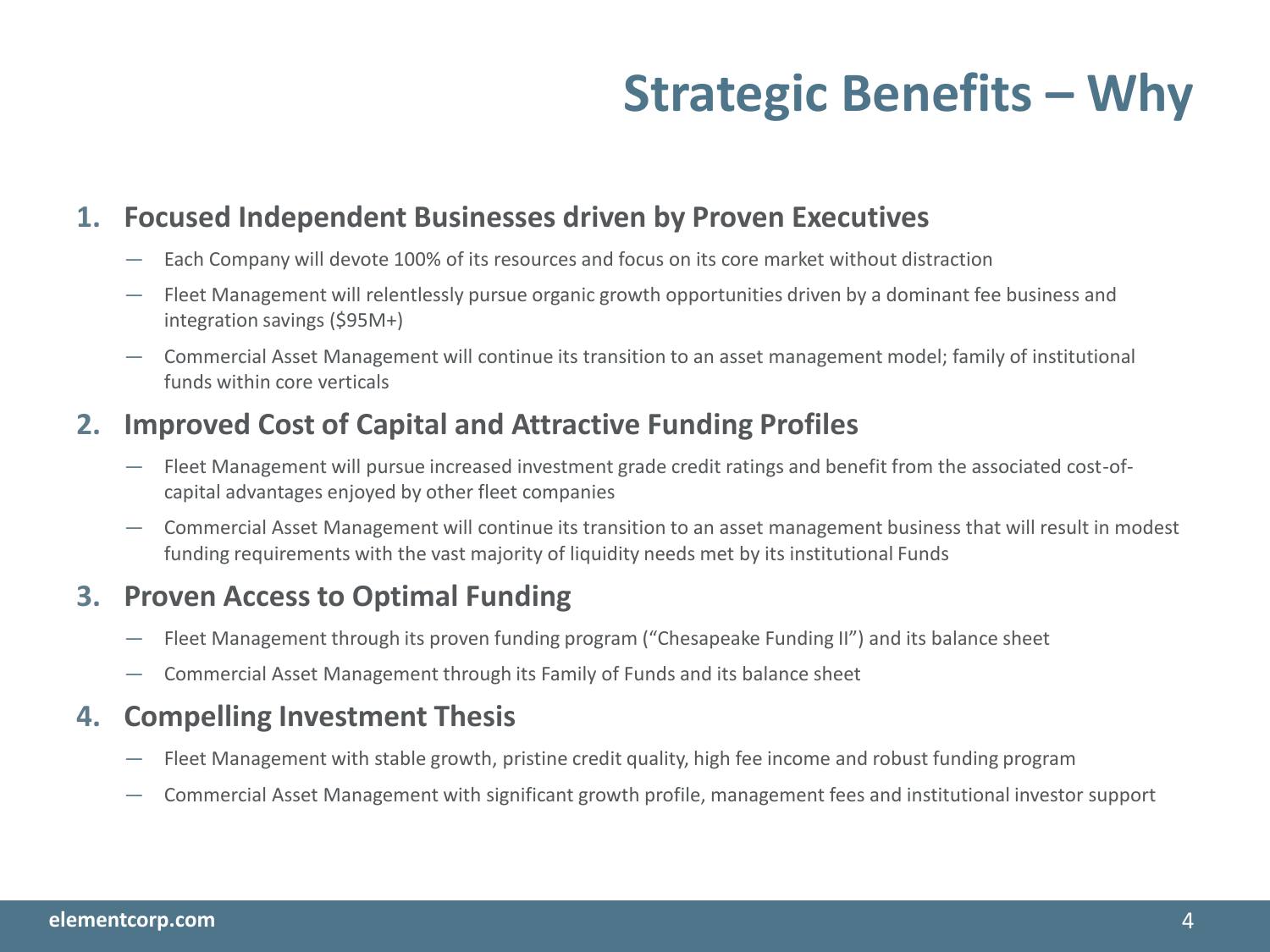# Strategic Benefits – Why

1. **Focused Independent Businesses driven by Proven Executives**
   - Each Company will devote 100% of its resources and focus on its core market without distraction
   - Fleet Management will relentlessly pursue organic growth opportunities driven by a dominant fee business and integration savings ($95M+)
   - Commercial Asset Management will continue its transition to an asset management model; family of institutional funds within core verticals

2. **Improved Cost of Capital and Attractive Funding Profiles**
   - Fleet Management will pursue increased investment grade credit ratings and benefit from the associated cost-of-capital advantages enjoyed by other fleet companies
   - Commercial Asset Management will continue its transition to an asset management business that will result in modest funding requirements with the vast majority of liquidity needs met by its institutional Funds

3. **Proven Access to Optimal Funding**
   - Fleet Management through its proven funding program ("Chesapeake Funding II") and its balance sheet
   - Commercial Asset Management through its Family of Funds and its balance sheet

4. **Compelling Investment Thesis**
   - Fleet Management with stable growth, pristine credit quality, high fee income and robust funding program
   - Commercial Asset Management with significant growth profile, management fees and institutional investor support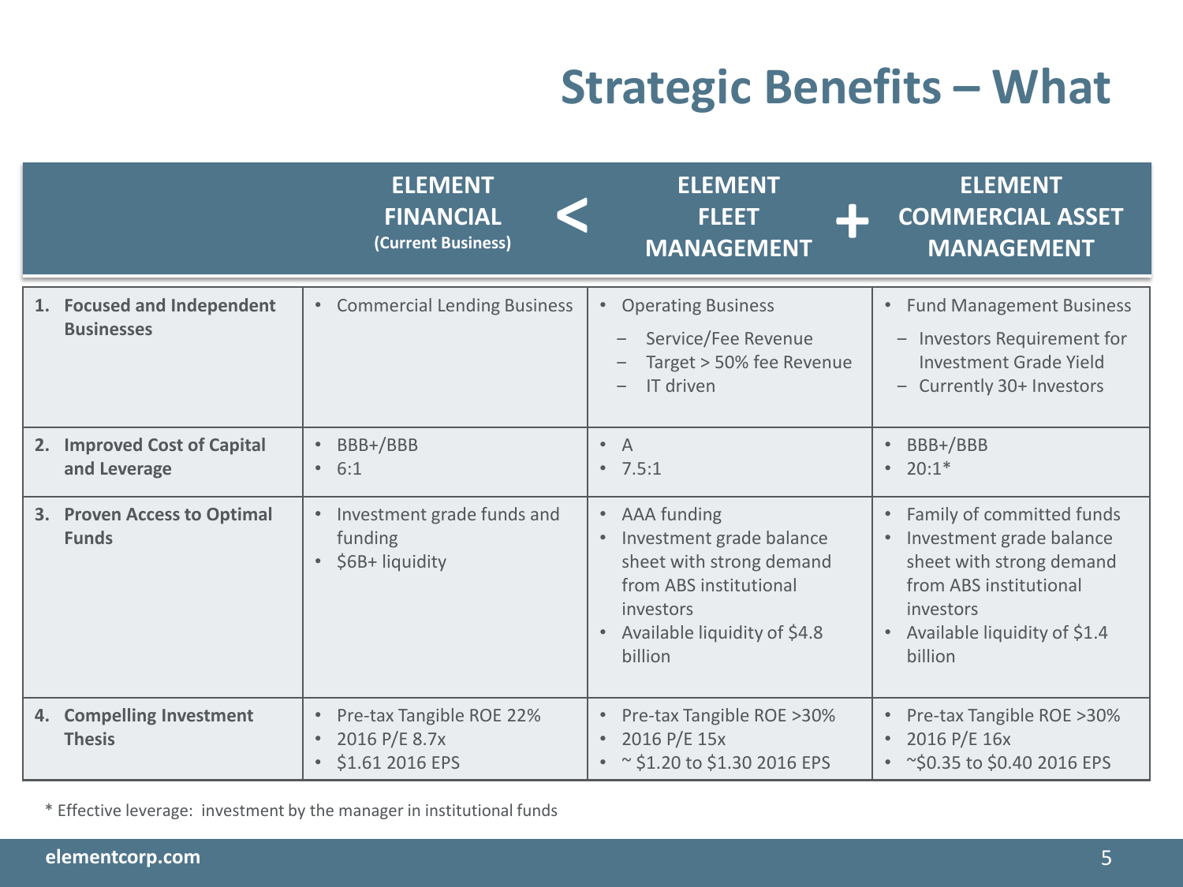# Strategic Benefits – What

| | ELEMENT FINANCIAL (Current Business) < | ELEMENT FLEET MANAGEMENT + | ELEMENT COMMERCIAL ASSET MANAGEMENT |
|---|---|---|---|
| 1. **Focused and Independent Businesses** | • Commercial Lending Business | • Operating Business<br>– Service/Fee Revenue<br>– Target > 50% fee Revenue<br>– IT driven | • Fund Management Business<br>– Investors Requirement for Investment Grade Yield<br>– Currently 30+ Investors |
| 2. **Improved Cost of Capital and Leverage** | • BBB+/BBB<br>• 6:1 | • A<br>• 7.5:1 | • BBB+/BBB<br>• 20:1* |
| 3. **Proven Access to Optimal Funds** | • Investment grade funds and funding<br>• $6B+ liquidity | • AAA funding<br>• Investment grade balance sheet with strong demand from ABS institutional investors<br>• Available liquidity of $4.8 billion | • Family of committed funds<br>• Investment grade balance sheet with strong demand from ABS institutional investors<br>• Available liquidity of $1.4 billion |
| 4. **Compelling Investment Thesis** | • Pre-tax Tangible ROE 22%<br>• 2016 P/E 8.7x<br>• $1.61 2016 EPS | • Pre-tax Tangible ROE >30%<br>• 2016 P/E 15x<br>• ~ $1.20 to $1.30 2016 EPS | • Pre-tax Tangible ROE >30%<br>• 2016 P/E 16x<br>• ~$0.35 to $0.40 2016 EPS |

* Effective leverage: investment by the manager in institutional funds

elementcorp.com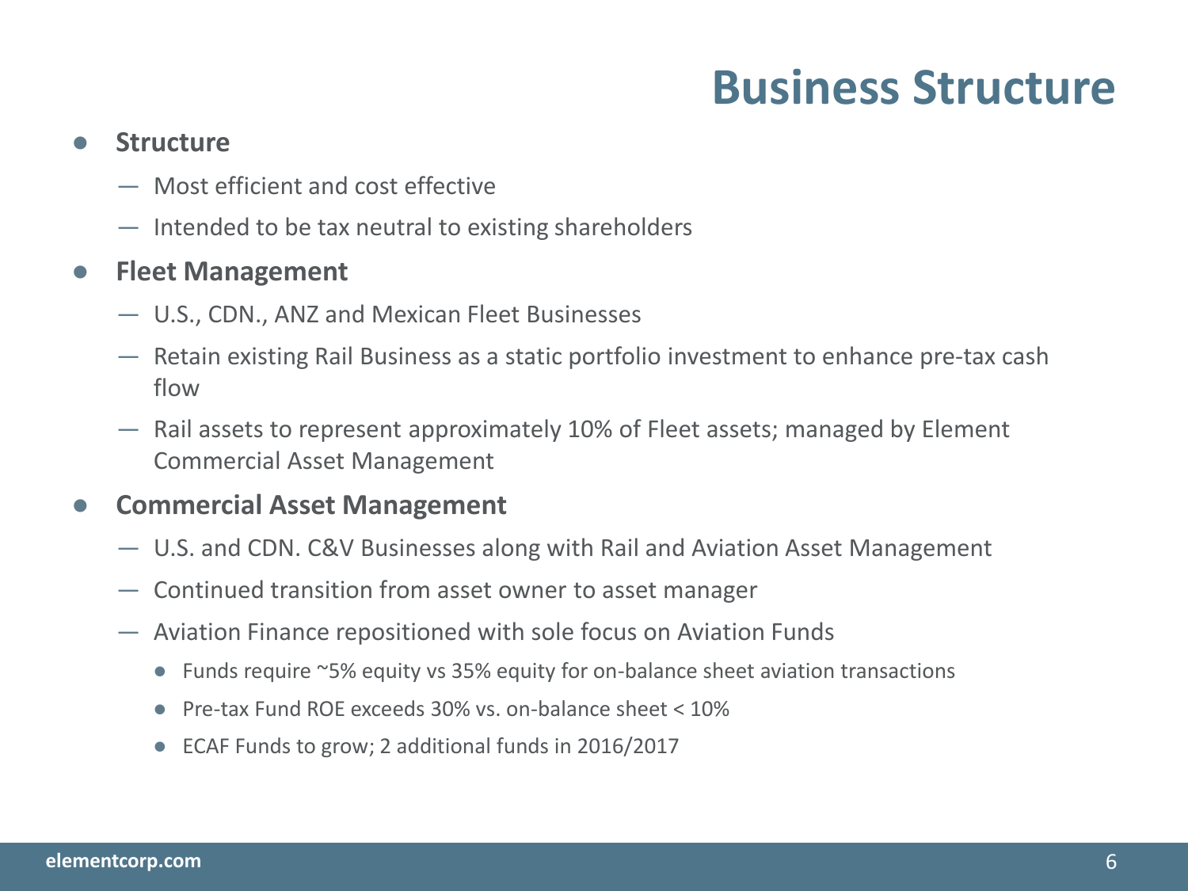# Business Structure

- **Structure**
  - Most efficient and cost effective
  - Intended to be tax neutral to existing shareholders
- **Fleet Management**
  - U.S., CDN., ANZ and Mexican Fleet Businesses
  - Retain existing Rail Business as a static portfolio investment to enhance pre-tax cash flow
  - Rail assets to represent approximately 10% of Fleet assets; managed by Element Commercial Asset Management
- **Commercial Asset Management**
  - U.S. and CDN. C&V Businesses along with Rail and Aviation Asset Management
  - Continued transition from asset owner to asset manager
  - Aviation Finance repositioned with sole focus on Aviation Funds
    - Funds require ~5% equity vs 35% equity for on-balance sheet aviation transactions
    - Pre-tax Fund ROE exceeds 30% vs. on-balance sheet < 10%
    - ECAF Funds to grow; 2 additional funds in 2016/2017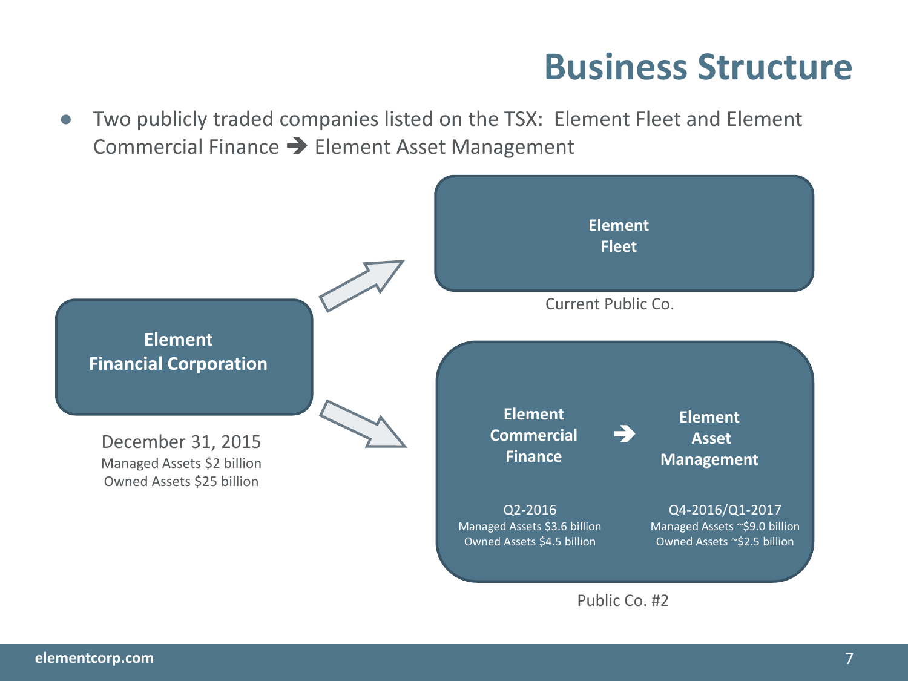# Business Structure

- Two publicly traded companies listed on the TSX: Element Fleet and Element Commercial Finance ➔ Element Asset Management

**Element Financial Corporation**

December 31, 2015
Managed Assets $2 billion
Owned Assets $25 billion

**Element Fleet**

Current Public Co.

**Element Commercial Finance** ➔ **Element Asset Management**

Q2-2016
Managed Assets $3.6 billion
Owned Assets $4.5 billion

Q4-2016/Q1-2017
Managed Assets ~$9.0 billion
Owned Assets ~$2.5 billion

Public Co. #2

elementcorp.com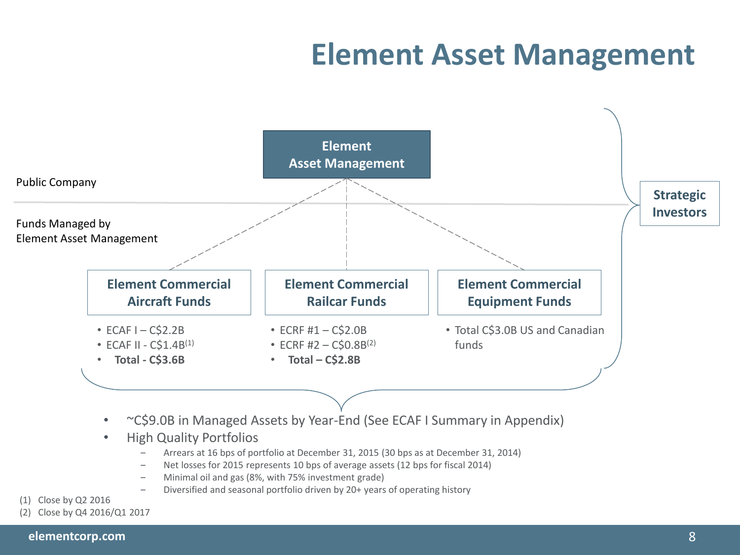# Element Asset Management

Element Asset Management

Public Company

Funds Managed by Element Asset Management

Strategic Investors

**Element Commercial Aircraft Funds**

- ECAF I – C$2.2B
- ECAF II - C$1.4B[1]
- **Total - C$3.6B**

**Element Commercial Railcar Funds**

- ECRF #1 – C$2.0B
- ECRF #2 – C$0.8B[2]
- **Total – C$2.8B**

**Element Commercial Equipment Funds**

- Total C$3.0B US and Canadian funds

- ~C$9.0B in Managed Assets by Year-End (See ECAF I Summary in Appendix)
- High Quality Portfolios
  - Arrears at 16 bps of portfolio at December 31, 2015 (30 bps as at December 31, 2014)
  - Net losses for 2015 represents 10 bps of average assets (12 bps for fiscal 2014)
  - Minimal oil and gas (8%, with 75% investment grade)
  - Diversified and seasonal portfolio driven by 20+ years of operating history

(1) Close by Q2 2016
(2) Close by Q4 2016/Q1 2017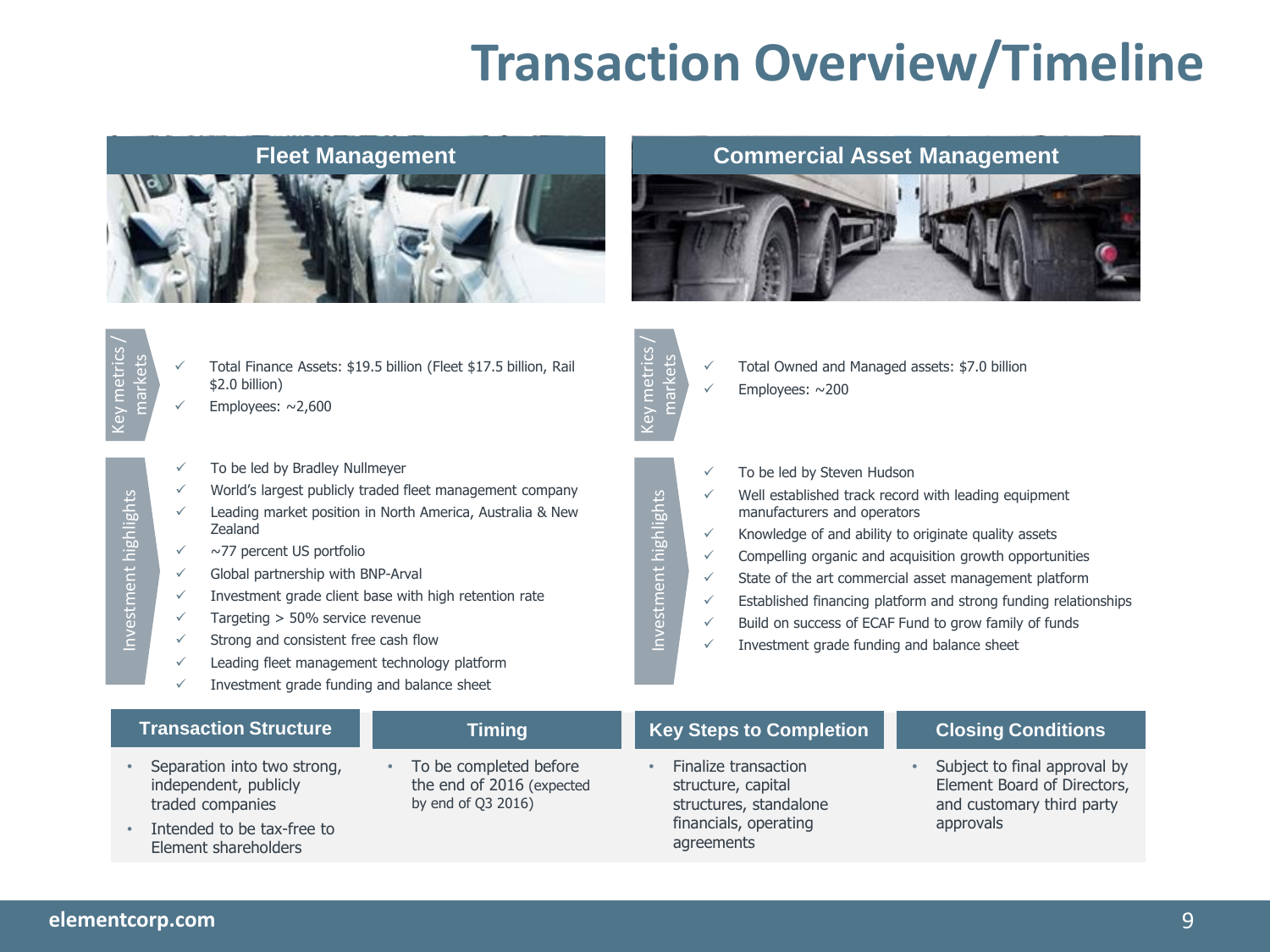# Transaction Overview/Timeline

## Fleet Management

**Key metrics / markets**

- ✓ Total Finance Assets: $19.5 billion (Fleet $17.5 billion, Rail $2.0 billion)
- ✓ Employees: ~2,600

**Investment highlights**

- ✓ To be led by Bradley Nullmeyer
- ✓ World's largest publicly traded fleet management company
- ✓ Leading market position in North America, Australia & New Zealand
- ✓ ~77 percent US portfolio
- ✓ Global partnership with BNP-Arval
- ✓ Investment grade client base with high retention rate
- ✓ Targeting > 50% service revenue
- ✓ Strong and consistent free cash flow
- ✓ Leading fleet management technology platform
- ✓ Investment grade funding and balance sheet

## Commercial Asset Management

**Key metrics / markets**

- ✓ Total Owned and Managed assets: $7.0 billion
- ✓ Employees: ~200

**Investment highlights**

- ✓ To be led by Steven Hudson
- ✓ Well established track record with leading equipment manufacturers and operators
- ✓ Knowledge of and ability to originate quality assets
- ✓ Compelling organic and acquisition growth opportunities
- ✓ State of the art commercial asset management platform
- ✓ Established financing platform and strong funding relationships
- ✓ Build on success of ECAF Fund to grow family of funds
- ✓ Investment grade funding and balance sheet

### Transaction Structure

- Separation into two strong, independent, publicly traded companies
- Intended to be tax-free to Element shareholders

### Timing

- To be completed before the end of 2016 (expected by end of Q3 2016)

### Key Steps to Completion

- Finalize transaction structure, capital structures, standalone financials, operating agreements

### Closing Conditions

- Subject to final approval by Element Board of Directors, and customary third party approvals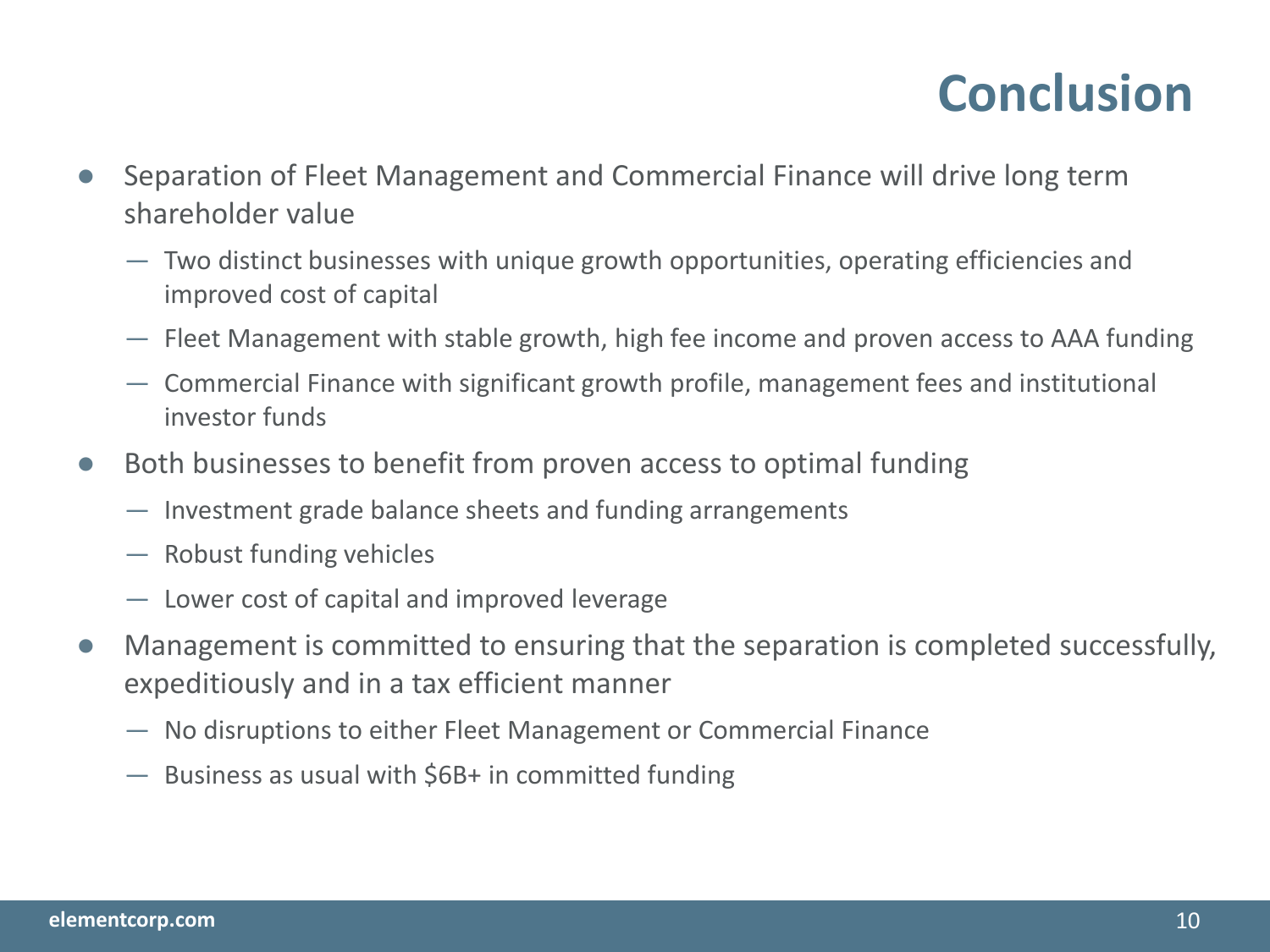# Conclusion

- Separation of Fleet Management and Commercial Finance will drive long term shareholder value
  - Two distinct businesses with unique growth opportunities, operating efficiencies and improved cost of capital
  - Fleet Management with stable growth, high fee income and proven access to AAA funding
  - Commercial Finance with significant growth profile, management fees and institutional investor funds
- Both businesses to benefit from proven access to optimal funding
  - Investment grade balance sheets and funding arrangements
  - Robust funding vehicles
  - Lower cost of capital and improved leverage
- Management is committed to ensuring that the separation is completed successfully, expeditiously and in a tax efficient manner
  - No disruptions to either Fleet Management or Commercial Finance
  - Business as usual with $6B+ in committed funding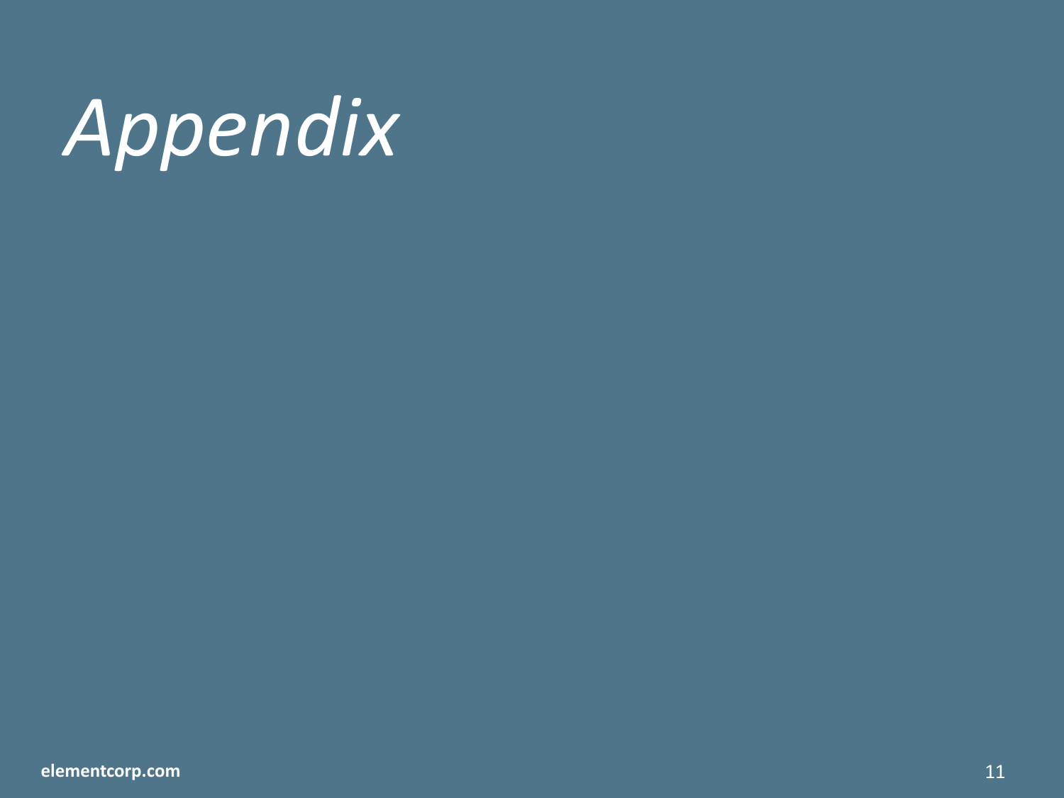# *Appendix*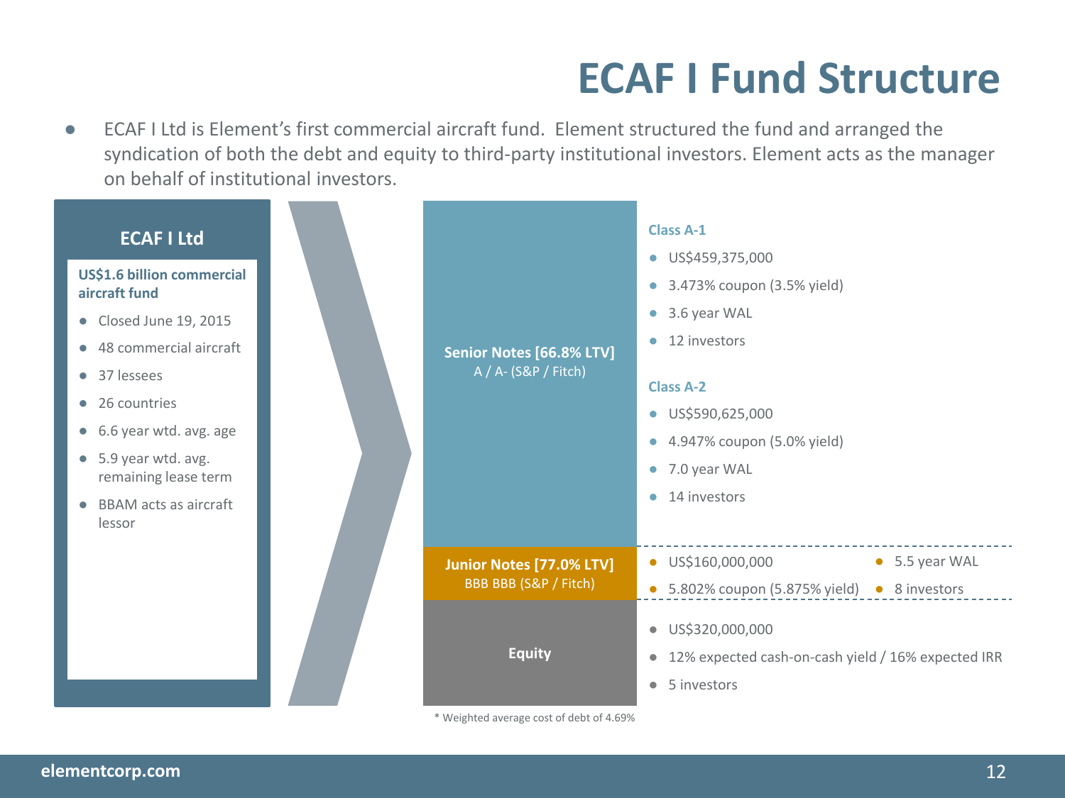# ECAF I Fund Structure

- ECAF I Ltd is Element's first commercial aircraft fund. Element structured the fund and arranged the syndication of both the debt and equity to third-party institutional investors. Element acts as the manager on behalf of institutional investors.

## ECAF I Ltd

**US$1.6 billion commercial aircraft fund**

- Closed June 19, 2015
- 48 commercial aircraft
- 37 lessees
- 26 countries
- 6.6 year wtd. avg. age
- 5.9 year wtd. avg. remaining lease term
- BBAM acts as aircraft lessor

**Senior Notes [66.8% LTV]**
A / A- (S&P / Fitch)

**Class A-1**

- US$459,375,000
- 3.473% coupon (3.5% yield)
- 3.6 year WAL
- 12 investors

**Class A-2**

- US$590,625,000
- 4.947% coupon (5.0% yield)
- 7.0 year WAL
- 14 investors

**Junior Notes [77.0% LTV]**
BBB BBB (S&P / Fitch)

- US$160,000,000
- 5.802% coupon (5.875% yield)
- 5.5 year WAL
- 8 investors

**Equity**

- US$320,000,000
- 12% expected cash-on-cash yield / 16% expected IRR
- 5 investors

* Weighted average cost of debt of 4.69%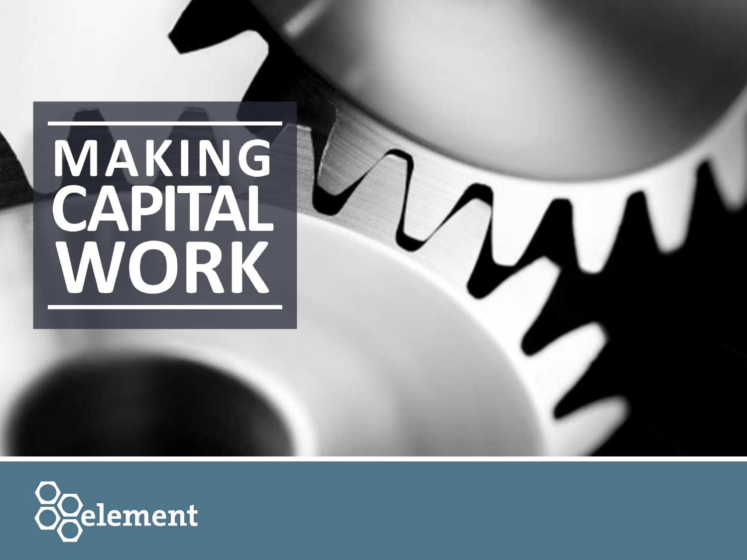# MAKING CAPITAL WORK

element